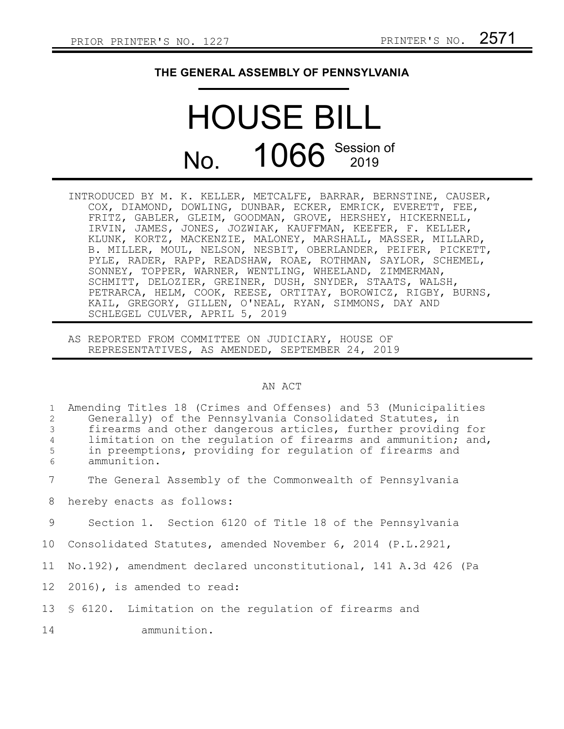PRIOR PRINTER'S NO. 1227 PRINTER'S NO. 2571

# THE GENERAL ASSEMBLY OF PENNSYLVANIA

# HOUSE BILL

## No. 1066 Session of 2019

INTRODUCED BY M. K. KELLER, METCALFE, BARRAR, BERNSTINE, CAUSER, COX, DIAMOND, DOWLING, DUNBAR, ECKER, EMRICK, EVERETT, FEE, FRITZ, GABLER, GLEIM, GOODMAN, GROVE, HERSHEY, HICKERNELL, IRVIN, JAMES, JONES, JOZWIAK, KAUFFMAN, KEEFER, F. KELLER, KLUNK, KORTZ, MACKENZIE, MALONEY, MARSHALL, MASSER, MILLARD, B. MILLER, MOUL, NELSON, NESBIT, OBERLANDER, PEIFER, PICKETT, PYLE, RADER, RAPP, READSHAW, ROAE, ROTHMAN, SAYLOR, SCHEMEL, SONNEY, TOPPER, WARNER, WENTLING, WHEELAND, ZIMMERMAN, SCHMITT, DELOZIER, GREINER, DUSH, SNYDER, STAATS, WALSH, PETRARCA, HELM, COOK, REESE, ORTITAY, BOROWICZ, RIGBY, BURNS, KAIL, GREGORY, GILLEN, O'NEAL, RYAN, SIMMONS, DAY AND SCHLEGEL CULVER, APRIL 5, 2019

AS REPORTED FROM COMMITTEE ON JUDICIARY, HOUSE OF REPRESENTATIVES, AS AMENDED, SEPTEMBER 24, 2019

AN ACT

1 Amending Titles 18 (Crimes and Offenses) and 53 (Municipalities
2 Generally) of the Pennsylvania Consolidated Statutes, in
3 firearms and other dangerous articles, further providing for
4 limitation on the regulation of firearms and ammunition; and,
5 in preemptions, providing for regulation of firearms and
6 ammunition.

7 The General Assembly of the Commonwealth of Pennsylvania
8 hereby enacts as follows:

9 Section 1. Section 6120 of Title 18 of the Pennsylvania
10 Consolidated Statutes, amended November 6, 2014 (P.L.2921,
11 No.192), amendment declared unconstitutional, 141 A.3d 426 (Pa
12 2016), is amended to read:

13 § 6120. Limitation on the regulation of firearms and
14 ammunition.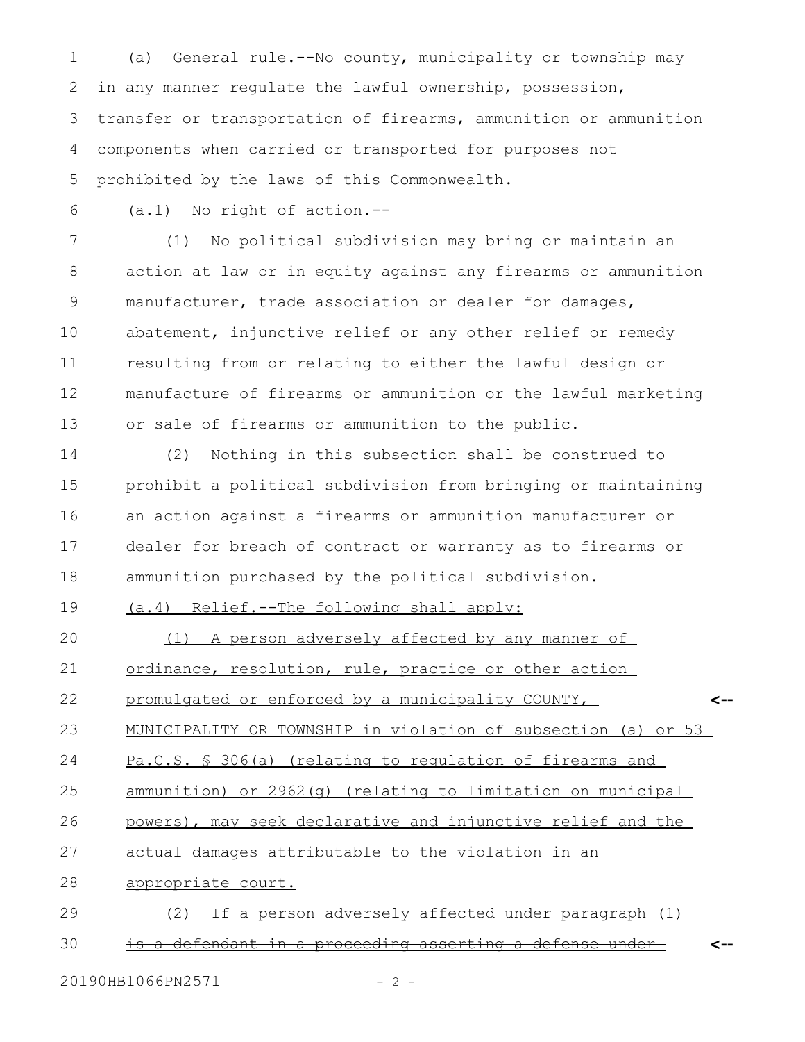(a) General rule.--No county, municipality or township may in any manner regulate the lawful ownership, possession, transfer or transportation of firearms, ammunition or ammunition components when carried or transported for purposes not prohibited by the laws of this Commonwealth.

(a.1) No right of action.--

(1) No political subdivision may bring or maintain an action at law or in equity against any firearms or ammunition manufacturer, trade association or dealer for damages, abatement, injunctive relief or any other relief or remedy resulting from or relating to either the lawful design or manufacture of firearms or ammunition or the lawful marketing or sale of firearms or ammunition to the public.

(2) Nothing in this subsection shall be construed to prohibit a political subdivision from bringing or maintaining an action against a firearms or ammunition manufacturer or dealer for breach of contract or warranty as to firearms or ammunition purchased by the political subdivision.

<u>(a.4) Relief.--The following shall apply:</u>

<u>(1) A person adversely affected by any manner of ordinance, resolution, rule, practice or other action promulgated or enforced by a ~~municipality~~ COUNTY, MUNICIPALITY OR TOWNSHIP in violation of subsection (a) or 53 Pa.C.S. § 306(a) (relating to regulation of firearms and ammunition) or 2962(g) (relating to limitation on municipal powers), may seek declarative and injunctive relief and the actual damages attributable to the violation in an appropriate court.</u>

<u>(2) If a person adversely affected under paragraph (1)</u> ~~is a defendant in a proceeding asserting a defense under~~

20190HB1066PN2571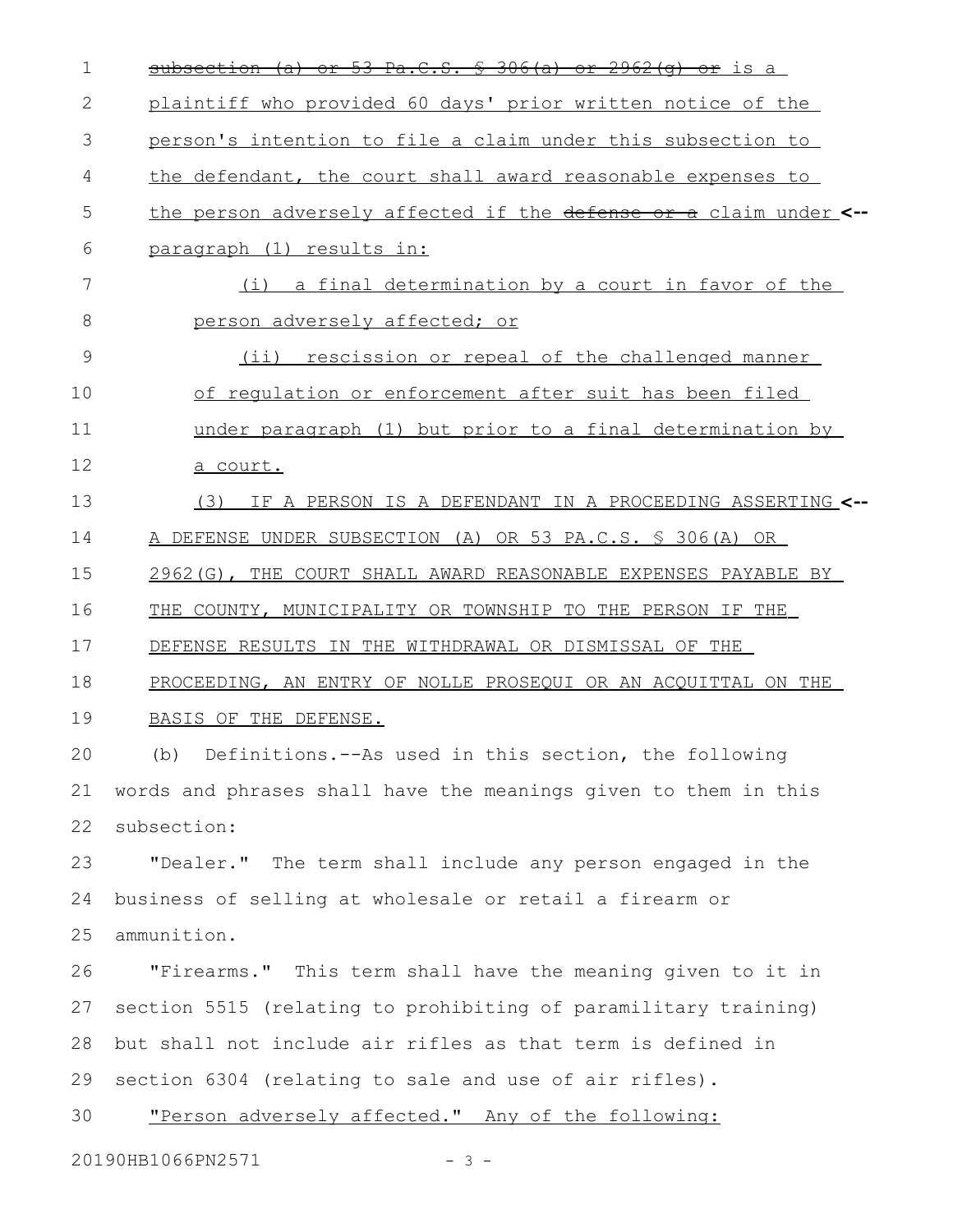~~subsection (a) or 53 Pa.C.S. § 306(a) or 2962(g) or~~ is a plaintiff who provided 60 days' prior written notice of the person's intention to file a claim under this subsection to the defendant, the court shall award reasonable expenses to the person adversely affected if the ~~defense or a~~ claim under paragraph (1) results in:

(i) a final determination by a court in favor of the person adversely affected; or

(ii) rescission or repeal of the challenged manner of regulation or enforcement after suit has been filed under paragraph (1) but prior to a final determination by a court.

(3) IF A PERSON IS A DEFENDANT IN A PROCEEDING ASSERTING A DEFENSE UNDER SUBSECTION (A) OR 53 PA.C.S. § 306(A) OR 2962(G), THE COURT SHALL AWARD REASONABLE EXPENSES PAYABLE BY THE COUNTY, MUNICIPALITY OR TOWNSHIP TO THE PERSON IF THE DEFENSE RESULTS IN THE WITHDRAWAL OR DISMISSAL OF THE PROCEEDING, AN ENTRY OF NOLLE PROSEQUI OR AN ACQUITTAL ON THE BASIS OF THE DEFENSE.

(b) Definitions.--As used in this section, the following words and phrases shall have the meanings given to them in this subsection:

"Dealer." The term shall include any person engaged in the business of selling at wholesale or retail a firearm or ammunition.

"Firearms." This term shall have the meaning given to it in section 5515 (relating to prohibiting of paramilitary training) but shall not include air rifles as that term is defined in section 6304 (relating to sale and use of air rifles).

"Person adversely affected." Any of the following: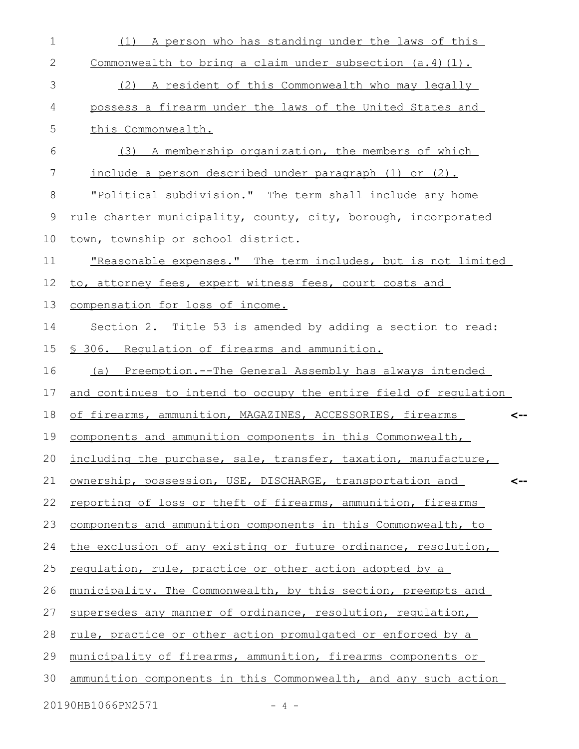(1) A person who has standing under the laws of this Commonwealth to bring a claim under subsection (a.4)(1).

(2) A resident of this Commonwealth who may legally possess a firearm under the laws of the United States and this Commonwealth.

(3) A membership organization, the members of which include a person described under paragraph (1) or (2).

"Political subdivision." The term shall include any home rule charter municipality, county, city, borough, incorporated town, township or school district.

"Reasonable expenses." The term includes, but is not limited to, attorney fees, expert witness fees, court costs and compensation for loss of income.

Section 2. Title 53 is amended by adding a section to read:

§ 306. Regulation of firearms and ammunition.

(a) Preemption.--The General Assembly has always intended and continues to intend to occupy the entire field of regulation of firearms, ammunition, MAGAZINES, ACCESSORIES, firearms components and ammunition components in this Commonwealth, including the purchase, sale, transfer, taxation, manufacture, ownership, possession, USE, DISCHARGE, transportation and reporting of loss or theft of firearms, ammunition, firearms components and ammunition components in this Commonwealth, to the exclusion of any existing or future ordinance, resolution, regulation, rule, practice or other action adopted by a municipality. The Commonwealth, by this section, preempts and supersedes any manner of ordinance, resolution, regulation, rule, practice or other action promulgated or enforced by a municipality of firearms, ammunition, firearms components or ammunition components in this Commonwealth, and any such action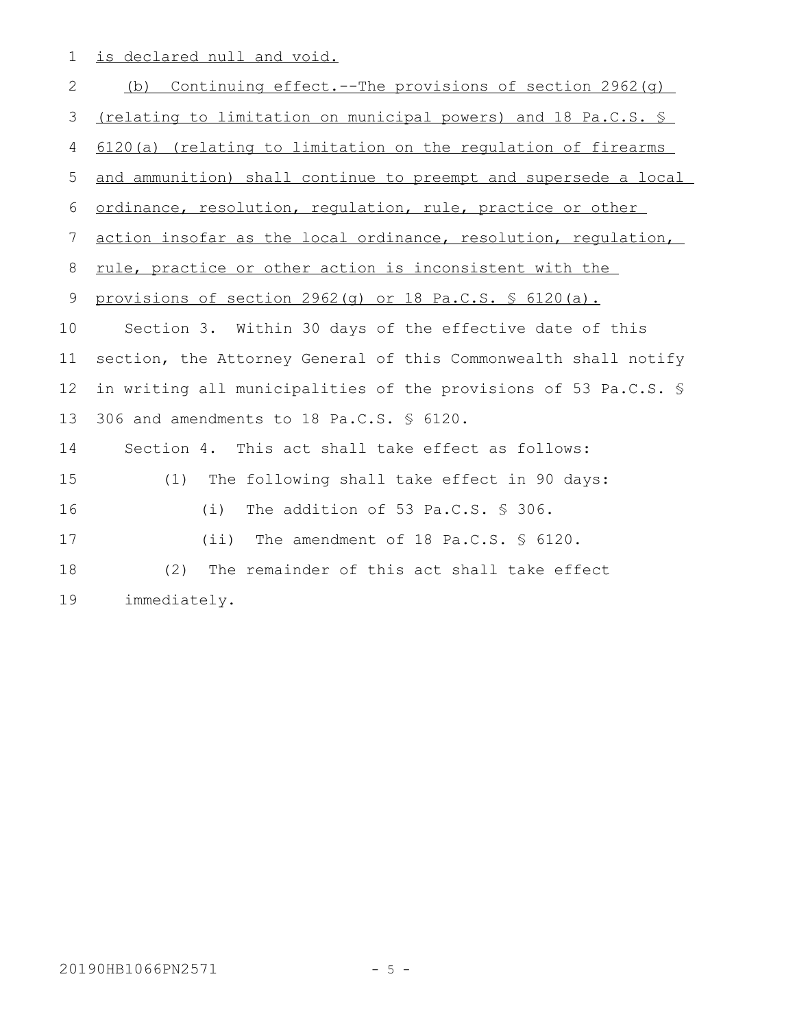is declared null and void.

(b) Continuing effect.--The provisions of section 2962(g) (relating to limitation on municipal powers) and 18 Pa.C.S. § 6120(a) (relating to limitation on the regulation of firearms and ammunition) shall continue to preempt and supersede a local ordinance, resolution, regulation, rule, practice or other action insofar as the local ordinance, resolution, regulation, rule, practice or other action is inconsistent with the provisions of section 2962(g) or 18 Pa.C.S. § 6120(a).

Section 3. Within 30 days of the effective date of this section, the Attorney General of this Commonwealth shall notify in writing all municipalities of the provisions of 53 Pa.C.S. § 306 and amendments to 18 Pa.C.S. § 6120.

Section 4. This act shall take effect as follows:

(1) The following shall take effect in 90 days:

(i) The addition of 53 Pa.C.S. § 306.

(ii) The amendment of 18 Pa.C.S. § 6120.

(2) The remainder of this act shall take effect immediately.